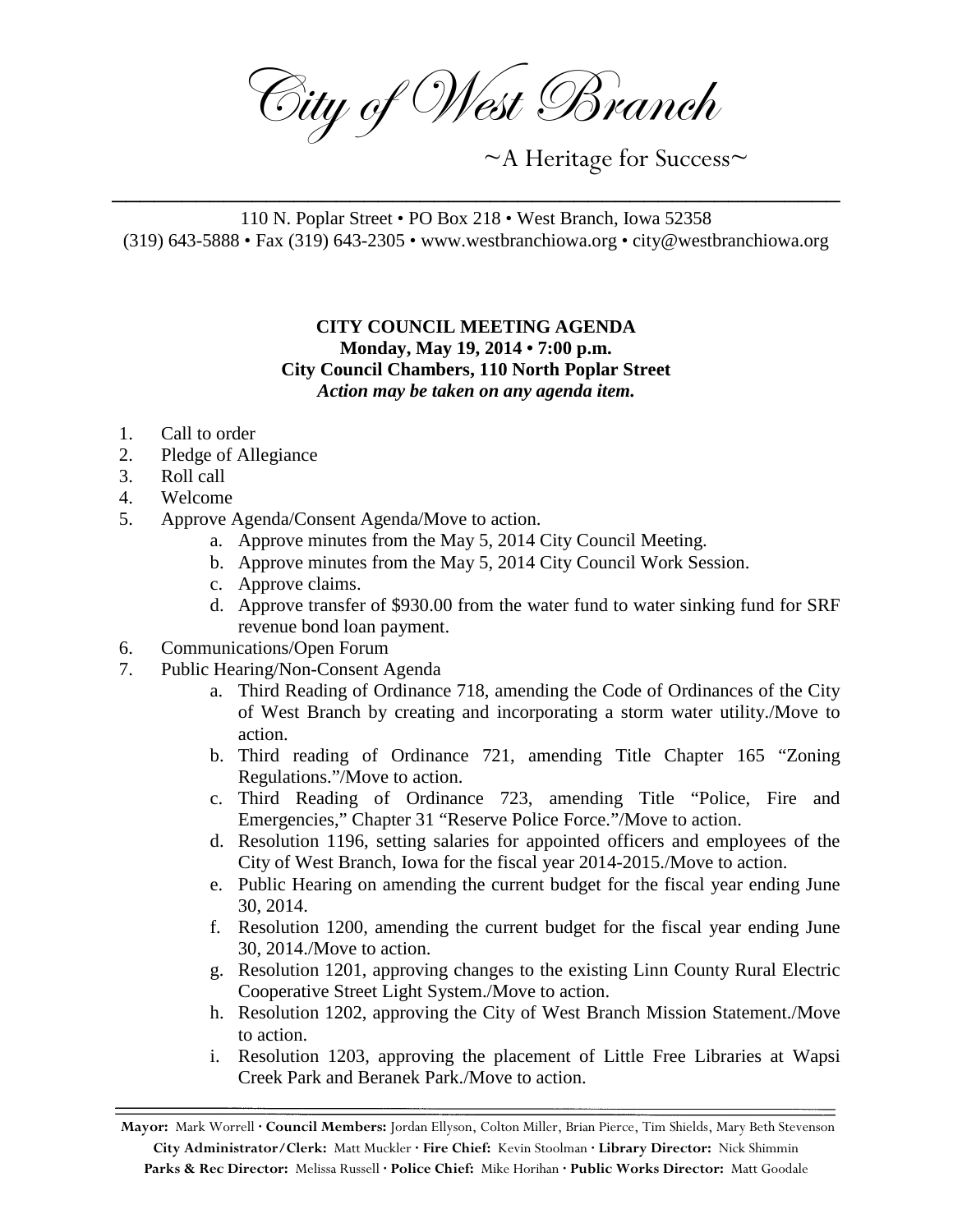# City of West Branch

~A Heritage for Success~

110 N. Poplar Street • PO Box 218 • West Branch, Iowa 52358
(319) 643-5888 • Fax (319) 643-2305 • www.westbranchiowa.org • city@westbranchiowa.org

**CITY COUNCIL MEETING AGENDA**
**Monday, May 19, 2014 • 7:00 p.m.**
**City Council Chambers, 110 North Poplar Street**
***Action may be taken on any agenda item.***

1. Call to order
2. Pledge of Allegiance
3. Roll call
4. Welcome
5. Approve Agenda/Consent Agenda/Move to action.
    a. Approve minutes from the May 5, 2014 City Council Meeting.
    b. Approve minutes from the May 5, 2014 City Council Work Session.
    c. Approve claims.
    d. Approve transfer of $930.00 from the water fund to water sinking fund for SRF revenue bond loan payment.
6. Communications/Open Forum
7. Public Hearing/Non-Consent Agenda
    a. Third Reading of Ordinance 718, amending the Code of Ordinances of the City of West Branch by creating and incorporating a storm water utility./Move to action.
    b. Third reading of Ordinance 721, amending Title Chapter 165 "Zoning Regulations."/Move to action.
    c. Third Reading of Ordinance 723, amending Title "Police, Fire and Emergencies," Chapter 31 "Reserve Police Force."/Move to action.
    d. Resolution 1196, setting salaries for appointed officers and employees of the City of West Branch, Iowa for the fiscal year 2014-2015./Move to action.
    e. Public Hearing on amending the current budget for the fiscal year ending June 30, 2014.
    f. Resolution 1200, amending the current budget for the fiscal year ending June 30, 2014./Move to action.
    g. Resolution 1201, approving changes to the existing Linn County Rural Electric Cooperative Street Light System./Move to action.
    h. Resolution 1202, approving the City of West Branch Mission Statement./Move to action.
    i. Resolution 1203, approving the placement of Little Free Libraries at Wapsi Creek Park and Beranek Park./Move to action.

**Mayor:** Mark Worrell · **Council Members:** Jordan Ellyson, Colton Miller, Brian Pierce, Tim Shields, Mary Beth Stevenson
**City Administrator/Clerk:** Matt Muckler · **Fire Chief:** Kevin Stoolman · **Library Director:** Nick Shimmin
**Parks & Rec Director:** Melissa Russell · **Police Chief:** Mike Horihan · **Public Works Director:** Matt Goodale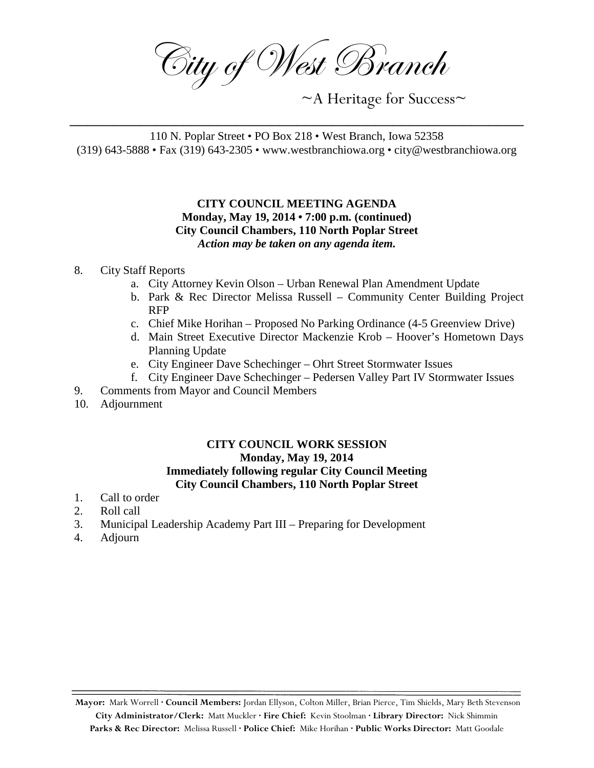# City of West Branch

~A Heritage for Success~

110 N. Poplar Street • PO Box 218 • West Branch, Iowa 52358
(319) 643-5888 • Fax (319) 643-2305 • www.westbranchiowa.org • city@westbranchiowa.org

**CITY COUNCIL MEETING AGENDA**
**Monday, May 19, 2014 • 7:00 p.m. (continued)**
**City Council Chambers, 110 North Poplar Street**
***Action may be taken on any agenda item.***

8. City Staff Reports
   a. City Attorney Kevin Olson – Urban Renewal Plan Amendment Update
   b. Park & Rec Director Melissa Russell – Community Center Building Project RFP
   c. Chief Mike Horihan – Proposed No Parking Ordinance (4-5 Greenview Drive)
   d. Main Street Executive Director Mackenzie Krob – Hoover's Hometown Days Planning Update
   e. City Engineer Dave Schechinger – Ohrt Street Stormwater Issues
   f. City Engineer Dave Schechinger – Pedersen Valley Part IV Stormwater Issues
9. Comments from Mayor and Council Members
10. Adjournment

**CITY COUNCIL WORK SESSION**
**Monday, May 19, 2014**
**Immediately following regular City Council Meeting**
**City Council Chambers, 110 North Poplar Street**

1. Call to order
2. Roll call
3. Municipal Leadership Academy Part III – Preparing for Development
4. Adjourn

**Mayor:** Mark Worrell · **Council Members:** Jordan Ellyson, Colton Miller, Brian Pierce, Tim Shields, Mary Beth Stevenson
**City Administrator/Clerk:** Matt Muckler · **Fire Chief:** Kevin Stoolman · **Library Director:** Nick Shimmin
**Parks & Rec Director:** Melissa Russell · **Police Chief:** Mike Horihan · **Public Works Director:** Matt Goodale